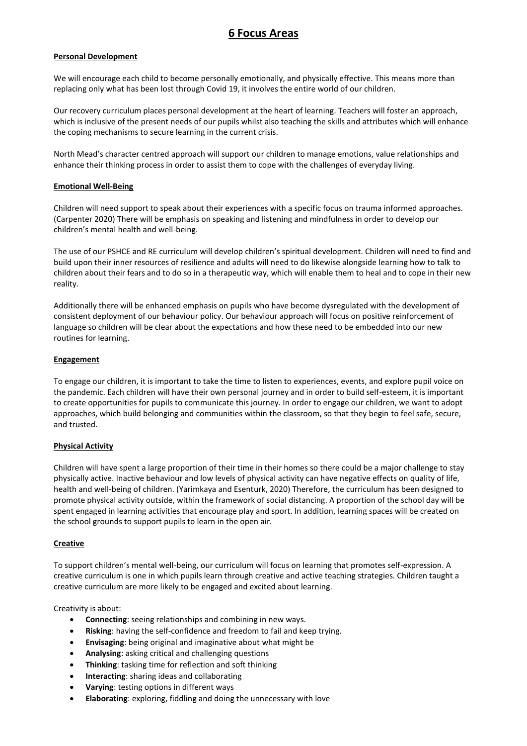# 6 Focus Areas

**Personal Development**

We will encourage each child to become personally emotionally, and physically effective. This means more than replacing only what has been lost through Covid 19, it involves the entire world of our children.

Our recovery curriculum places personal development at the heart of learning. Teachers will foster an approach, which is inclusive of the present needs of our pupils whilst also teaching the skills and attributes which will enhance the coping mechanisms to secure learning in the current crisis.

North Mead's character centred approach will support our children to manage emotions, value relationships and enhance their thinking process in order to assist them to cope with the challenges of everyday living.

**Emotional Well-Being**

Children will need support to speak about their experiences with a specific focus on trauma informed approaches. (Carpenter 2020) There will be emphasis on speaking and listening and mindfulness in order to develop our children's mental health and well-being.

The use of our PSHCE and RE curriculum will develop children's spiritual development. Children will need to find and build upon their inner resources of resilience and adults will need to do likewise alongside learning how to talk to children about their fears and to do so in a therapeutic way, which will enable them to heal and to cope in their new reality.

Additionally there will be enhanced emphasis on pupils who have become dysregulated with the development of consistent deployment of our behaviour policy. Our behaviour approach will focus on positive reinforcement of language so children will be clear about the expectations and how these need to be embedded into our new routines for learning.

**Engagement**

To engage our children, it is important to take the time to listen to experiences, events, and explore pupil voice on the pandemic. Each children will have their own personal journey and in order to build self-esteem, it is important to create opportunities for pupils to communicate this journey. In order to engage our children, we want to adopt approaches, which build belonging and communities within the classroom, so that they begin to feel safe, secure, and trusted.

**Physical Activity**

Children will have spent a large proportion of their time in their homes so there could be a major challenge to stay physically active. Inactive behaviour and low levels of physical activity can have negative effects on quality of life, health and well-being of children. (Yarimkaya and Esenturk, 2020) Therefore, the curriculum has been designed to promote physical activity outside, within the framework of social distancing. A proportion of the school day will be spent engaged in learning activities that encourage play and sport. In addition, learning spaces will be created on the school grounds to support pupils to learn in the open air.

**Creative**

To support children's mental well-being, our curriculum will focus on learning that promotes self-expression. A creative curriculum is one in which pupils learn through creative and active teaching strategies. Children taught a creative curriculum are more likely to be engaged and excited about learning.

Creativity is about:

- **Connecting**: seeing relationships and combining in new ways.
- **Risking**: having the self-confidence and freedom to fail and keep trying.
- **Envisaging**: being original and imaginative about what might be
- **Analysing**: asking critical and challenging questions
- **Thinking**: tasking time for reflection and soft thinking
- **Interacting**: sharing ideas and collaborating
- **Varying**: testing options in different ways
- **Elaborating**: exploring, fiddling and doing the unnecessary with love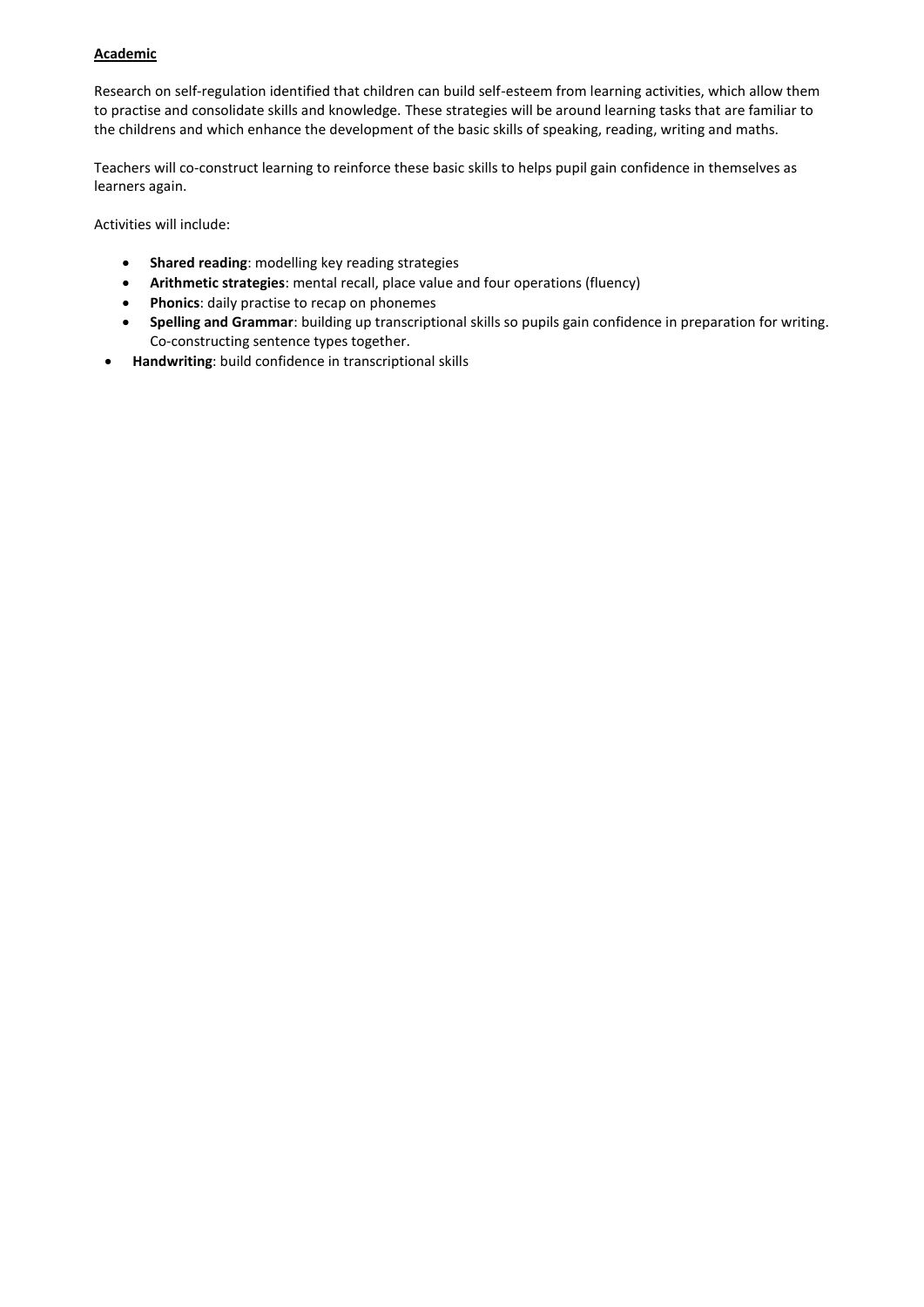**Academic**

Research on self-regulation identified that children can build self-esteem from learning activities, which allow them to practise and consolidate skills and knowledge. These strategies will be around learning tasks that are familiar to the childrens and which enhance the development of the basic skills of speaking, reading, writing and maths.

Teachers will co-construct learning to reinforce these basic skills to helps pupil gain confidence in themselves as learners again.

Activities will include:

- **Shared reading**: modelling key reading strategies
- **Arithmetic strategies**: mental recall, place value and four operations (fluency)
- **Phonics**: daily practise to recap on phonemes
- **Spelling and Grammar**: building up transcriptional skills so pupils gain confidence in preparation for writing. Co-constructing sentence types together.
- **Handwriting**: build confidence in transcriptional skills